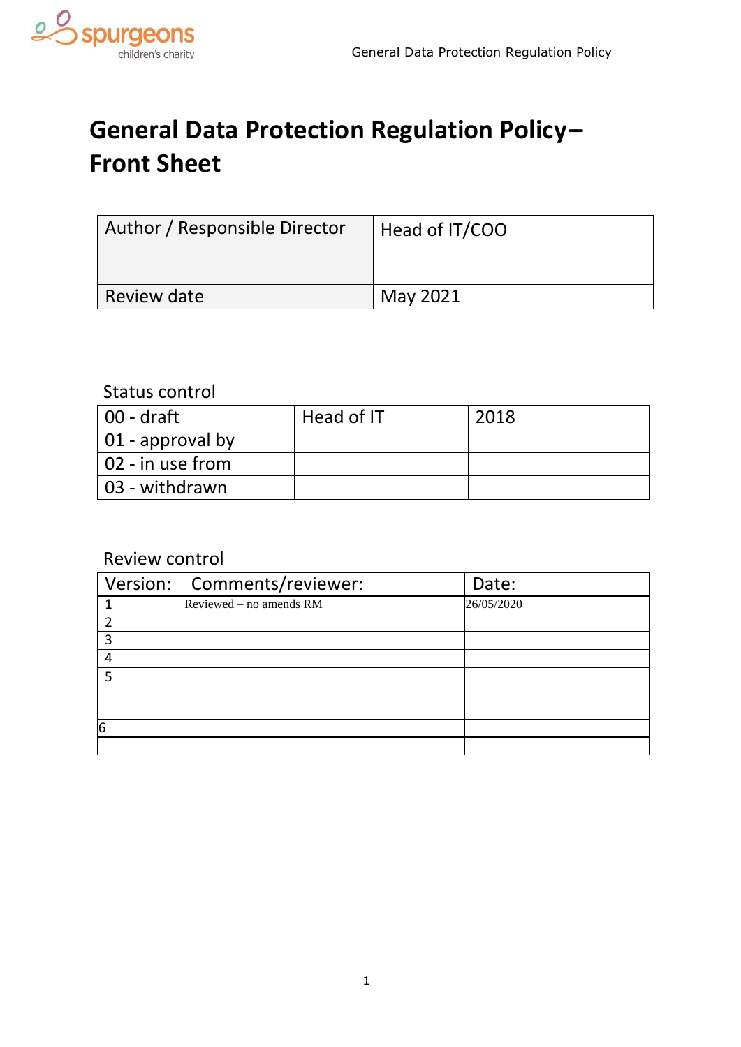# General Data Protection Regulation Policy– Front Sheet

| Author / Responsible Director | Head of IT/COO |
| --- | --- |
| Review date | May 2021 |

Status control

| | | |
| --- | --- | --- |
| 00 - draft | Head of IT | 2018 |
| 01 - approval by | | |
| 02 - in use from | | |
| 03 - withdrawn | | |

Review control

| Version: | Comments/reviewer: | Date: |
| --- | --- | --- |
| 1 | Reviewed – no amends RM | 26/05/2020 |
| 2 | | |
| 3 | | |
| 4 | | |
| 5 | | |
| 6 | | |
| | | |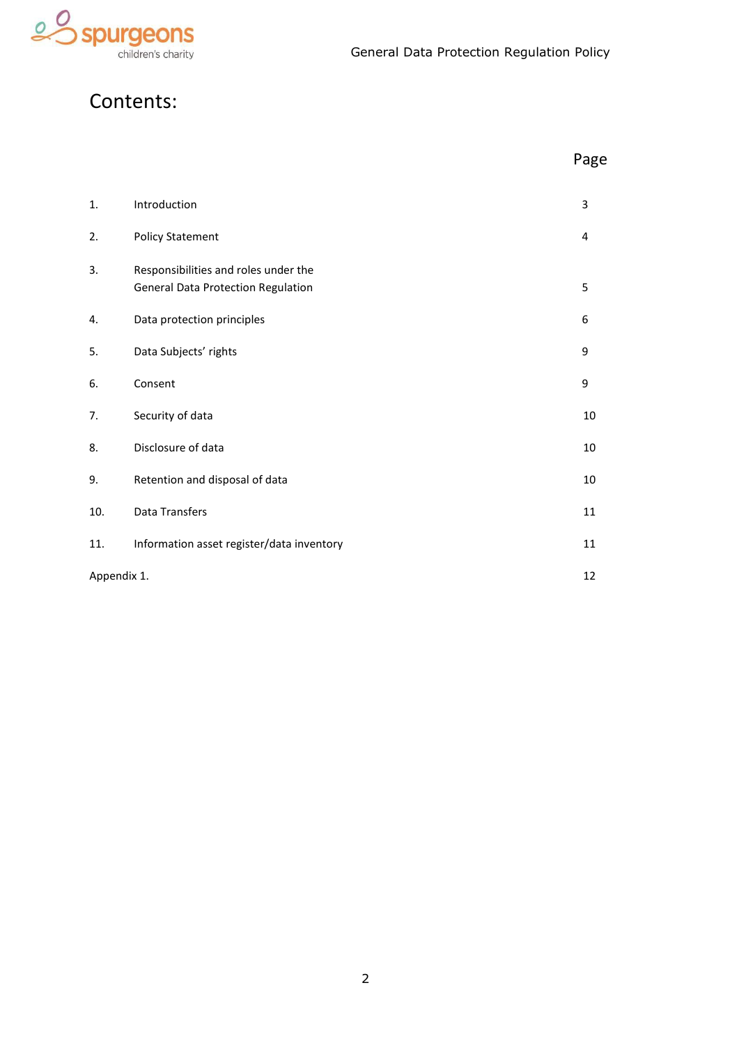# Contents:

| | | Page |
|---|---|---|
| 1. | Introduction | 3 |
| 2. | Policy Statement | 4 |
| 3. | Responsibilities and roles under the General Data Protection Regulation | 5 |
| 4. | Data protection principles | 6 |
| 5. | Data Subjects' rights | 9 |
| 6. | Consent | 9 |
| 7. | Security of data | 10 |
| 8. | Disclosure of data | 10 |
| 9. | Retention and disposal of data | 10 |
| 10. | Data Transfers | 11 |
| 11. | Information asset register/data inventory | 11 |
| Appendix 1. | | 12 |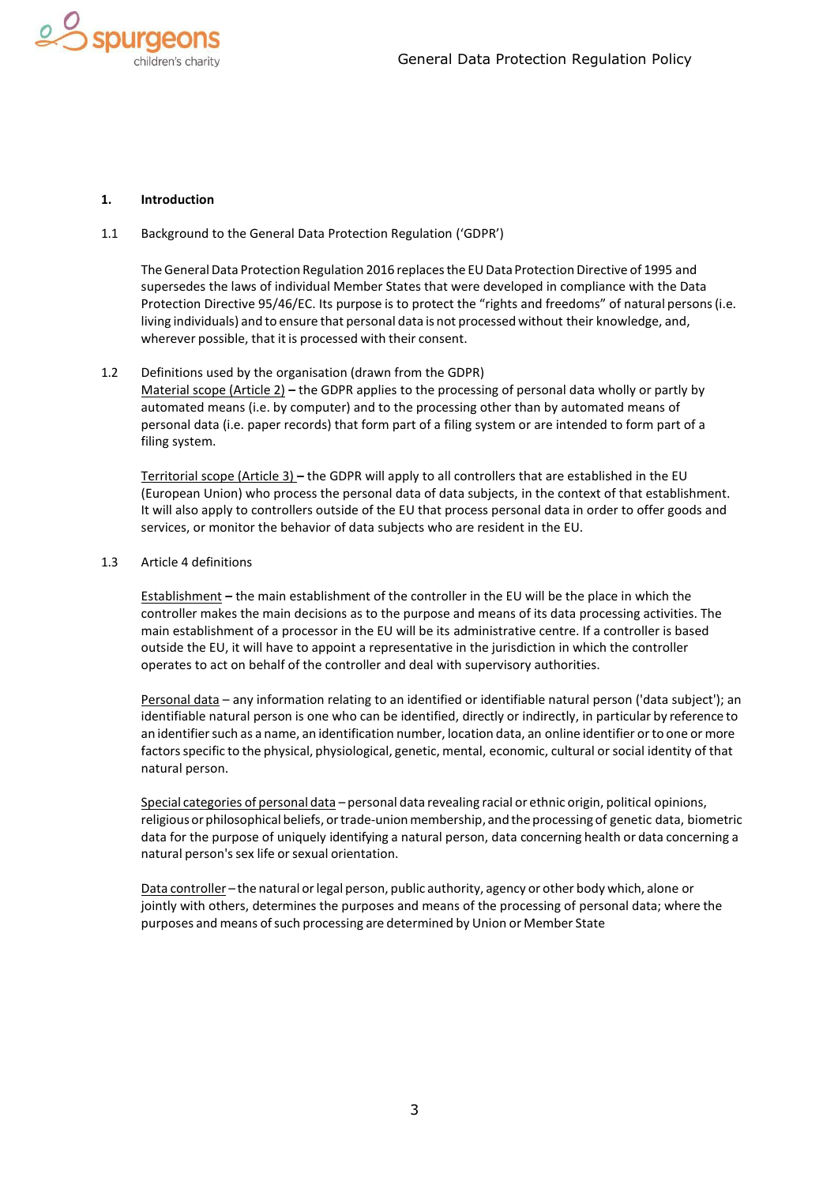## 1. Introduction

1.1 Background to the General Data Protection Regulation ('GDPR')

The General Data Protection Regulation 2016 replaces the EU Data Protection Directive of 1995 and supersedes the laws of individual Member States that were developed in compliance with the Data Protection Directive 95/46/EC. Its purpose is to protect the "rights and freedoms" of natural persons (i.e. living individuals) and to ensure that personal data is not processed without their knowledge, and, wherever possible, that it is processed with their consent.

1.2 Definitions used by the organisation (drawn from the GDPR)

Material scope (Article 2) **–** the GDPR applies to the processing of personal data wholly or partly by automated means (i.e. by computer) and to the processing other than by automated means of personal data (i.e. paper records) that form part of a filing system or are intended to form part of a filing system.

Territorial scope (Article 3) **–** the GDPR will apply to all controllers that are established in the EU (European Union) who process the personal data of data subjects, in the context of that establishment. It will also apply to controllers outside of the EU that process personal data in order to offer goods and services, or monitor the behavior of data subjects who are resident in the EU.

1.3 Article 4 definitions

Establishment **–** the main establishment of the controller in the EU will be the place in which the controller makes the main decisions as to the purpose and means of its data processing activities. The main establishment of a processor in the EU will be its administrative centre. If a controller is based outside the EU, it will have to appoint a representative in the jurisdiction in which the controller operates to act on behalf of the controller and deal with supervisory authorities.

Personal data – any information relating to an identified or identifiable natural person ('data subject'); an identifiable natural person is one who can be identified, directly or indirectly, in particular by reference to an identifier such as a name, an identification number, location data, an online identifier or to one or more factors specific to the physical, physiological, genetic, mental, economic, cultural or social identity of that natural person.

Special categories of personal data – personal data revealing racial or ethnic origin, political opinions, religious or philosophical beliefs, or trade-union membership, and the processing of genetic data, biometric data for the purpose of uniquely identifying a natural person, data concerning health or data concerning a natural person's sex life or sexual orientation.

Data controller – the natural or legal person, public authority, agency or other body which, alone or jointly with others, determines the purposes and means of the processing of personal data; where the purposes and means of such processing are determined by Union or Member State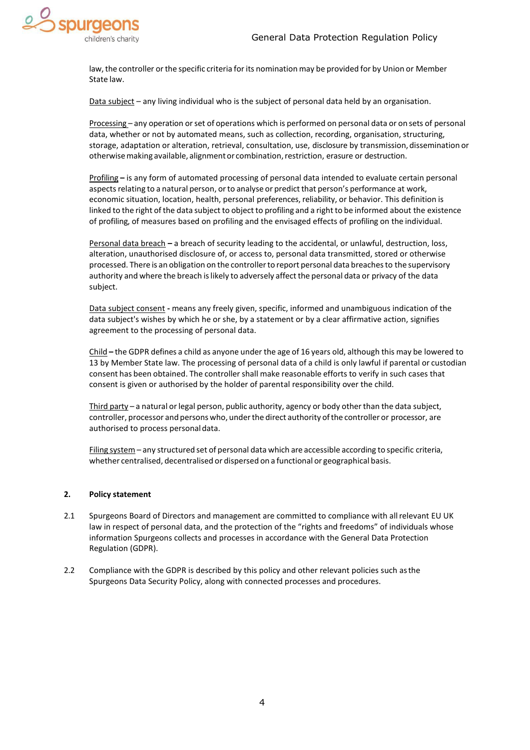law, the controller or the specific criteria for its nomination may be provided for by Union or Member State law.

Data subject – any living individual who is the subject of personal data held by an organisation.

Processing – any operation or set of operations which is performed on personal data or on sets of personal data, whether or not by automated means, such as collection, recording, organisation, structuring, storage, adaptation or alteration, retrieval, consultation, use, disclosure by transmission, dissemination or otherwise making available, alignment or combination, restriction, erasure or destruction.

Profiling **–** is any form of automated processing of personal data intended to evaluate certain personal aspects relating to a natural person, or to analyse or predict that person's performance at work, economic situation, location, health, personal preferences, reliability, or behavior. This definition is linked to the right of the data subject to object to profiling and a right to be informed about the existence of profiling, of measures based on profiling and the envisaged effects of profiling on the individual.

Personal data breach **–** a breach of security leading to the accidental, or unlawful, destruction, loss, alteration, unauthorised disclosure of, or access to, personal data transmitted, stored or otherwise processed. There is an obligation on the controller to report personal data breaches to the supervisory authority and where the breach is likely to adversely affect the personal data or privacy of the data subject.

Data subject consent **-** means any freely given, specific, informed and unambiguous indication of the data subject's wishes by which he or she, by a statement or by a clear affirmative action, signifies agreement to the processing of personal data.

Child **–** the GDPR defines a child as anyone under the age of 16 years old, although this may be lowered to 13 by Member State law. The processing of personal data of a child is only lawful if parental or custodian consent has been obtained. The controller shall make reasonable efforts to verify in such cases that consent is given or authorised by the holder of parental responsibility over the child.

Third party – a natural or legal person, public authority, agency or body other than the data subject, controller, processor and persons who, under the direct authority of the controller or processor, are authorised to process personal data.

Filing system – any structured set of personal data which are accessible according to specific criteria, whether centralised, decentralised or dispersed on a functional or geographical basis.

## 2. Policy statement

2.1 Spurgeons Board of Directors and management are committed to compliance with all relevant EU UK law in respect of personal data, and the protection of the "rights and freedoms" of individuals whose information Spurgeons collects and processes in accordance with the General Data Protection Regulation (GDPR).

2.2 Compliance with the GDPR is described by this policy and other relevant policies such as the Spurgeons Data Security Policy, along with connected processes and procedures.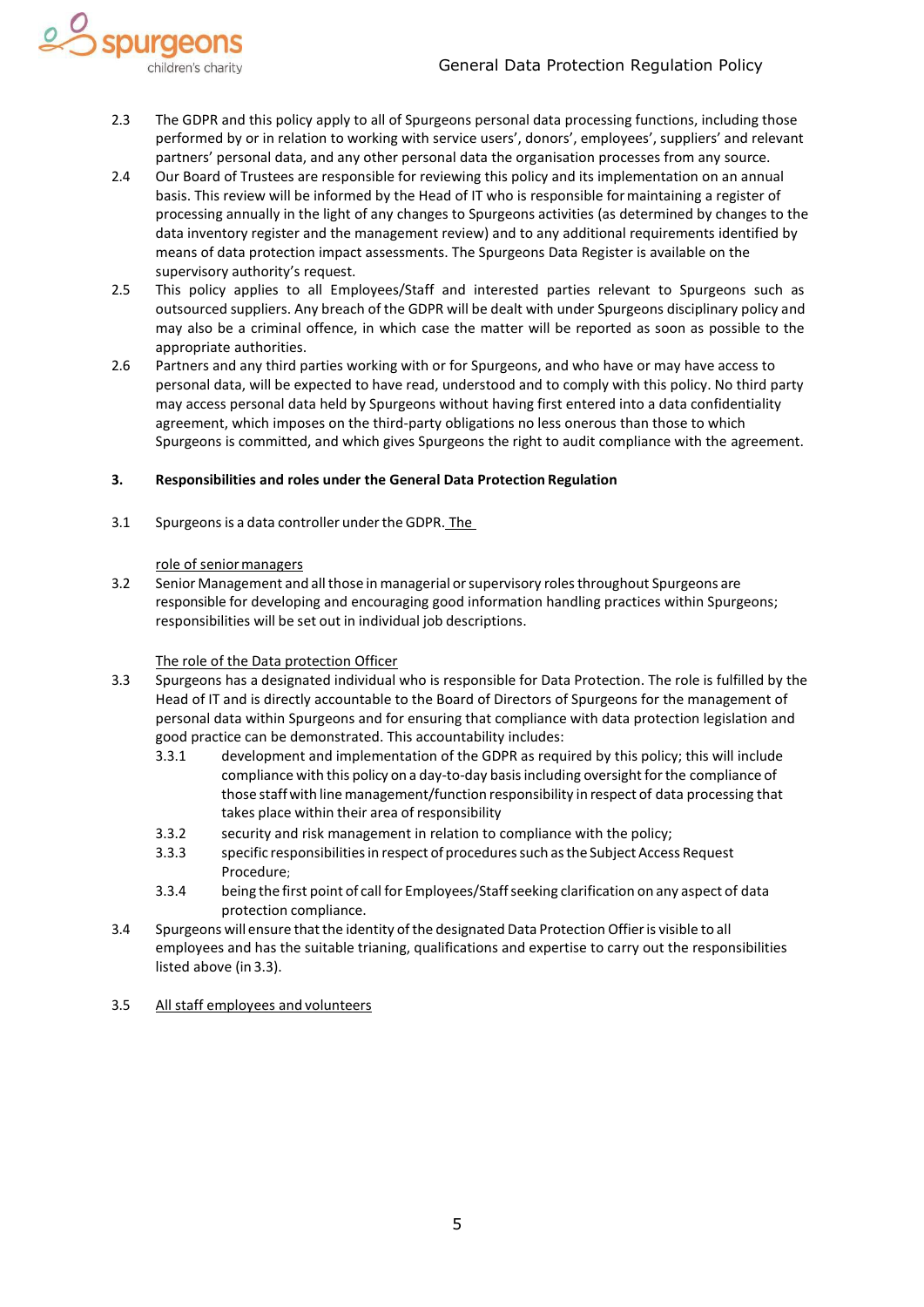2.3 The GDPR and this policy apply to all of Spurgeons personal data processing functions, including those performed by or in relation to working with service users', donors', employees', suppliers' and relevant partners' personal data, and any other personal data the organisation processes from any source.

2.4 Our Board of Trustees are responsible for reviewing this policy and its implementation on an annual basis. This review will be informed by the Head of IT who is responsible for maintaining a register of processing annually in the light of any changes to Spurgeons activities (as determined by changes to the data inventory register and the management review) and to any additional requirements identified by means of data protection impact assessments. The Spurgeons Data Register is available on the supervisory authority's request.

2.5 This policy applies to all Employees/Staff and interested parties relevant to Spurgeons such as outsourced suppliers. Any breach of the GDPR will be dealt with under Spurgeons disciplinary policy and may also be a criminal offence, in which case the matter will be reported as soon as possible to the appropriate authorities.

2.6 Partners and any third parties working with or for Spurgeons, and who have or may have access to personal data, will be expected to have read, understood and to comply with this policy. No third party may access personal data held by Spurgeons without having first entered into a data confidentiality agreement, which imposes on the third-party obligations no less onerous than those to which Spurgeons is committed, and which gives Spurgeons the right to audit compliance with the agreement.

## 3. Responsibilities and roles under the General Data Protection Regulation

3.1 Spurgeons is a data controller under the GDPR. <u>The</u>

<u>role of senior managers</u>

3.2 Senior Management and all those in managerial or supervisory roles throughout Spurgeons are responsible for developing and encouraging good information handling practices within Spurgeons; responsibilities will be set out in individual job descriptions.

<u>The role of the Data protection Officer</u>

3.3 Spurgeons has a designated individual who is responsible for Data Protection. The role is fulfilled by the Head of IT and is directly accountable to the Board of Directors of Spurgeons for the management of personal data within Spurgeons and for ensuring that compliance with data protection legislation and good practice can be demonstrated. This accountability includes:

- 3.3.1 development and implementation of the GDPR as required by this policy; this will include compliance with this policy on a day-to-day basis including oversight for the compliance of those staff with line management/function responsibility in respect of data processing that takes place within their area of responsibility
- 3.3.2 security and risk management in relation to compliance with the policy;
- 3.3.3 specific responsibilities in respect of procedures such as the Subject Access Request Procedure;
- 3.3.4 being the first point of call for Employees/Staff seeking clarification on any aspect of data protection compliance.

3.4 Spurgeons will ensure that the identity of the designated Data Protection Offier is visible to all employees and has the suitable trianing, qualifications and expertise to carry out the responsibilities listed above (in 3.3).

3.5 <u>All staff employees and volunteers</u>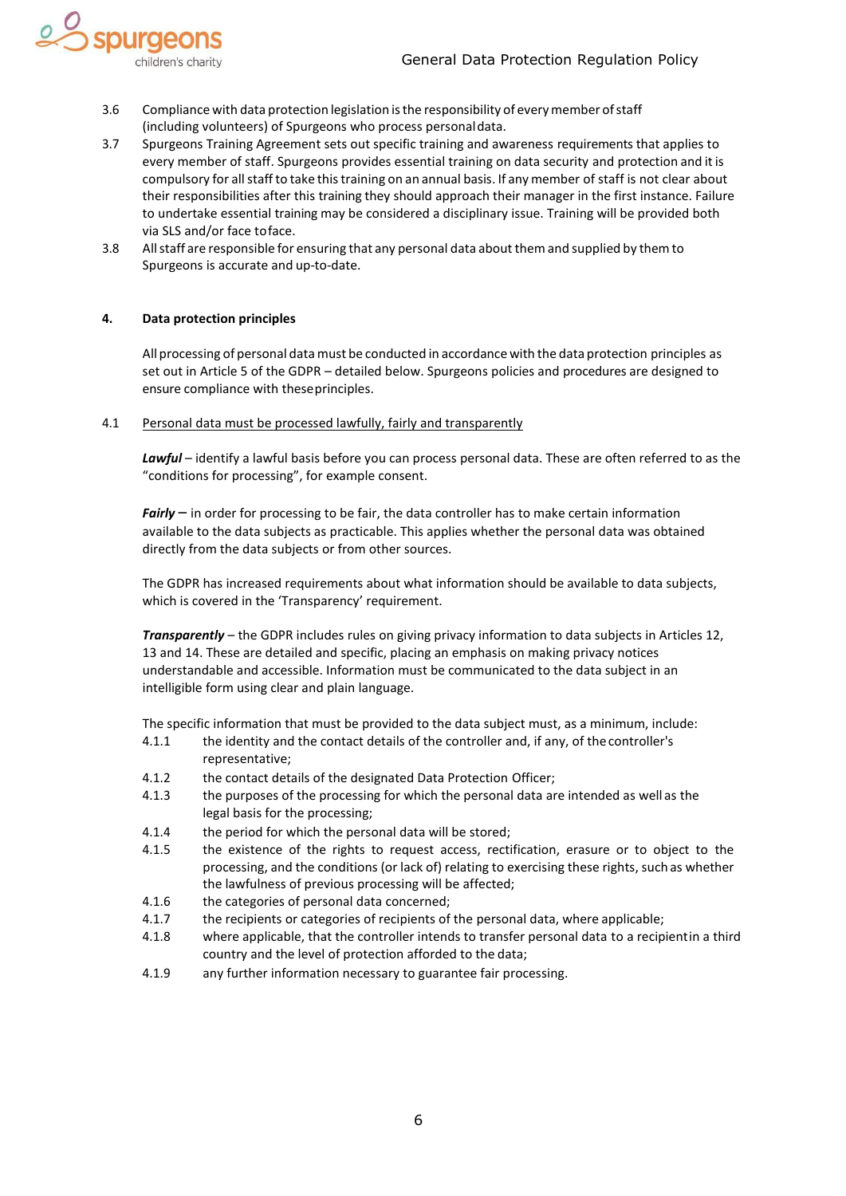3.6 Compliance with data protection legislation is the responsibility of every member of staff (including volunteers) of Spurgeons who process personal data.

3.7 Spurgeons Training Agreement sets out specific training and awareness requirements that applies to every member of staff. Spurgeons provides essential training on data security and protection and it is compulsory for all staff to take this training on an annual basis. If any member of staff is not clear about their responsibilities after this training they should approach their manager in the first instance. Failure to undertake essential training may be considered a disciplinary issue. Training will be provided both via SLS and/or face to face.

3.8 All staff are responsible for ensuring that any personal data about them and supplied by them to Spurgeons is accurate and up-to-date.

## 4. Data protection principles

All processing of personal data must be conducted in accordance with the data protection principles as set out in Article 5 of the GDPR – detailed below. Spurgeons policies and procedures are designed to ensure compliance with these principles.

4.1 <u>Personal data must be processed lawfully, fairly and transparently</u>

***Lawful*** – identify a lawful basis before you can process personal data. These are often referred to as the "conditions for processing", for example consent.

***Fairly*** – in order for processing to be fair, the data controller has to make certain information available to the data subjects as practicable. This applies whether the personal data was obtained directly from the data subjects or from other sources.

The GDPR has increased requirements about what information should be available to data subjects, which is covered in the 'Transparency' requirement.

***Transparently*** – the GDPR includes rules on giving privacy information to data subjects in Articles 12, 13 and 14. These are detailed and specific, placing an emphasis on making privacy notices understandable and accessible. Information must be communicated to the data subject in an intelligible form using clear and plain language.

The specific information that must be provided to the data subject must, as a minimum, include:

4.1.1 the identity and the contact details of the controller and, if any, of the controller's representative;

4.1.2 the contact details of the designated Data Protection Officer;

4.1.3 the purposes of the processing for which the personal data are intended as well as the legal basis for the processing;

4.1.4 the period for which the personal data will be stored;

4.1.5 the existence of the rights to request access, rectification, erasure or to object to the processing, and the conditions (or lack of) relating to exercising these rights, such as whether the lawfulness of previous processing will be affected;

4.1.6 the categories of personal data concerned;

4.1.7 the recipients or categories of recipients of the personal data, where applicable;

4.1.8 where applicable, that the controller intends to transfer personal data to a recipient in a third country and the level of protection afforded to the data;

4.1.9 any further information necessary to guarantee fair processing.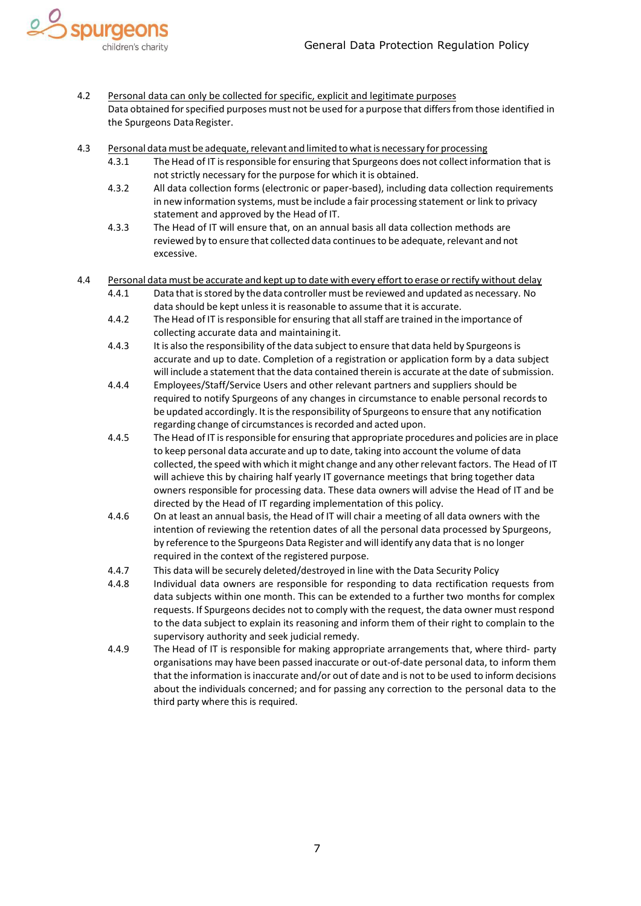4.2 Personal data can only be collected for specific, explicit and legitimate purposes

Data obtained for specified purposes must not be used for a purpose that differs from those identified in the Spurgeons Data Register.

4.3 Personal data must be adequate, relevant and limited to what is necessary for processing

- 4.3.1 The Head of IT is responsible for ensuring that Spurgeons does not collect information that is not strictly necessary for the purpose for which it is obtained.
- 4.3.2 All data collection forms (electronic or paper-based), including data collection requirements in new information systems, must be include a fair processing statement or link to privacy statement and approved by the Head of IT.
- 4.3.3 The Head of IT will ensure that, on an annual basis all data collection methods are reviewed by to ensure that collected data continues to be adequate, relevant and not excessive.

4.4 Personal data must be accurate and kept up to date with every effort to erase or rectify without delay

- 4.4.1 Data that is stored by the data controller must be reviewed and updated as necessary. No data should be kept unless it is reasonable to assume that it is accurate.
- 4.4.2 The Head of IT is responsible for ensuring that all staff are trained in the importance of collecting accurate data and maintaining it.
- 4.4.3 It is also the responsibility of the data subject to ensure that data held by Spurgeons is accurate and up to date. Completion of a registration or application form by a data subject will include a statement that the data contained therein is accurate at the date of submission.
- 4.4.4 Employees/Staff/Service Users and other relevant partners and suppliers should be required to notify Spurgeons of any changes in circumstance to enable personal records to be updated accordingly. It is the responsibility of Spurgeons to ensure that any notification regarding change of circumstances is recorded and acted upon.
- 4.4.5 The Head of IT is responsible for ensuring that appropriate procedures and policies are in place to keep personal data accurate and up to date, taking into account the volume of data collected, the speed with which it might change and any other relevant factors. The Head of IT will achieve this by chairing half yearly IT governance meetings that bring together data owners responsible for processing data. These data owners will advise the Head of IT and be directed by the Head of IT regarding implementation of this policy.
- 4.4.6 On at least an annual basis, the Head of IT will chair a meeting of all data owners with the intention of reviewing the retention dates of all the personal data processed by Spurgeons, by reference to the Spurgeons Data Register and will identify any data that is no longer required in the context of the registered purpose.
- 4.4.7 This data will be securely deleted/destroyed in line with the Data Security Policy
- 4.4.8 Individual data owners are responsible for responding to data rectification requests from data subjects within one month. This can be extended to a further two months for complex requests. If Spurgeons decides not to comply with the request, the data owner must respond to the data subject to explain its reasoning and inform them of their right to complain to the supervisory authority and seek judicial remedy.
- 4.4.9 The Head of IT is responsible for making appropriate arrangements that, where third- party organisations may have been passed inaccurate or out-of-date personal data, to inform them that the information is inaccurate and/or out of date and is not to be used to inform decisions about the individuals concerned; and for passing any correction to the personal data to the third party where this is required.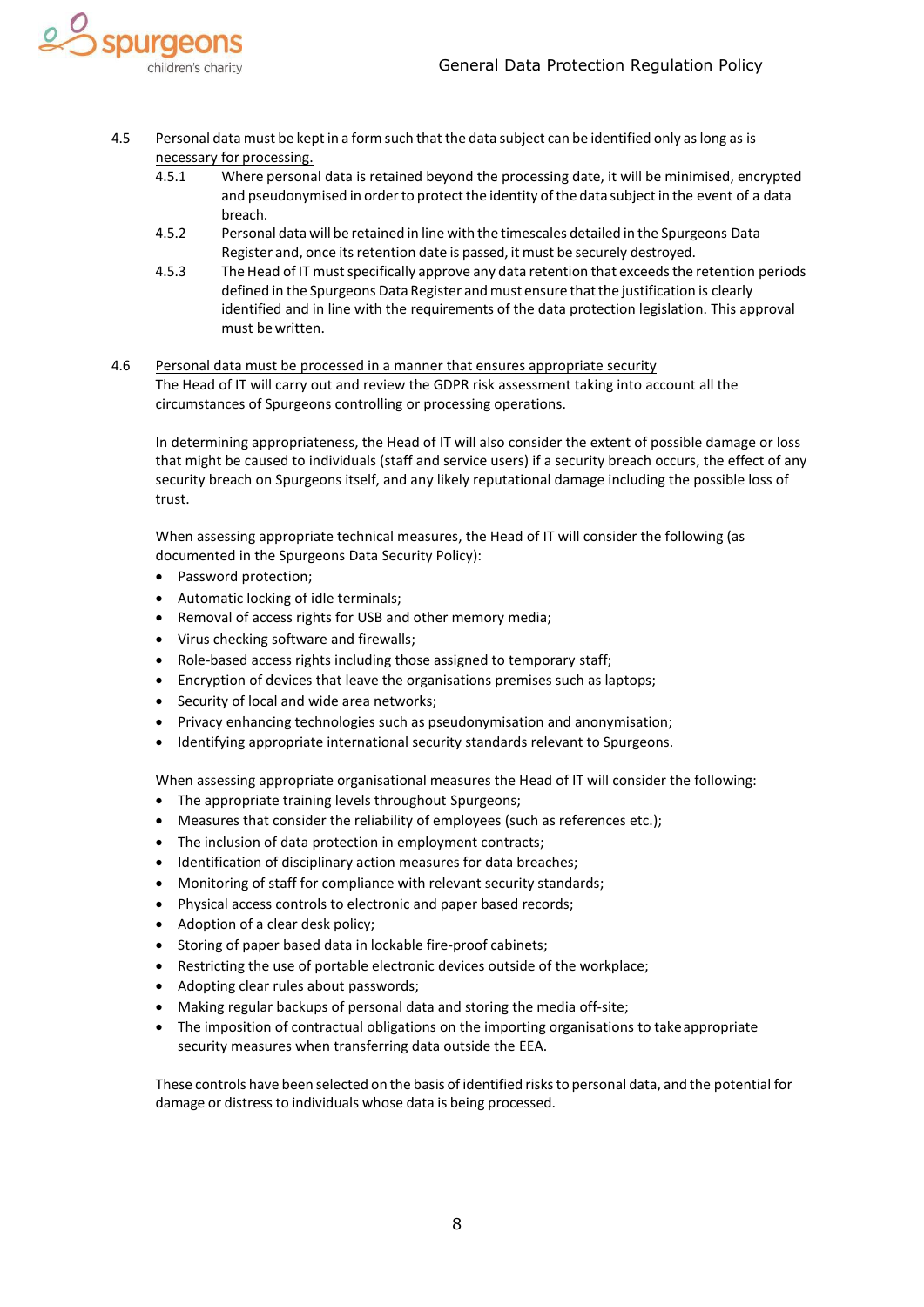4.5 Personal data must be kept in a form such that the data subject can be identified only as long as is necessary for processing.

- 4.5.1 Where personal data is retained beyond the processing date, it will be minimised, encrypted and pseudonymised in order to protect the identity of the data subject in the event of a data breach.
- 4.5.2 Personal data will be retained in line with the timescales detailed in the Spurgeons Data Register and, once its retention date is passed, it must be securely destroyed.
- 4.5.3 The Head of IT must specifically approve any data retention that exceeds the retention periods defined in the Spurgeons Data Register and must ensure that the justification is clearly identified and in line with the requirements of the data protection legislation. This approval must be written.

4.6 Personal data must be processed in a manner that ensures appropriate security

The Head of IT will carry out and review the GDPR risk assessment taking into account all the circumstances of Spurgeons controlling or processing operations.

In determining appropriateness, the Head of IT will also consider the extent of possible damage or loss that might be caused to individuals (staff and service users) if a security breach occurs, the effect of any security breach on Spurgeons itself, and any likely reputational damage including the possible loss of trust.

When assessing appropriate technical measures, the Head of IT will consider the following (as documented in the Spurgeons Data Security Policy):

- Password protection;
- Automatic locking of idle terminals;
- Removal of access rights for USB and other memory media;
- Virus checking software and firewalls;
- Role-based access rights including those assigned to temporary staff;
- Encryption of devices that leave the organisations premises such as laptops;
- Security of local and wide area networks;
- Privacy enhancing technologies such as pseudonymisation and anonymisation;
- Identifying appropriate international security standards relevant to Spurgeons.

When assessing appropriate organisational measures the Head of IT will consider the following:

- The appropriate training levels throughout Spurgeons;
- Measures that consider the reliability of employees (such as references etc.);
- The inclusion of data protection in employment contracts;
- Identification of disciplinary action measures for data breaches;
- Monitoring of staff for compliance with relevant security standards;
- Physical access controls to electronic and paper based records;
- Adoption of a clear desk policy;
- Storing of paper based data in lockable fire-proof cabinets;
- Restricting the use of portable electronic devices outside of the workplace;
- Adopting clear rules about passwords;
- Making regular backups of personal data and storing the media off-site;
- The imposition of contractual obligations on the importing organisations to take appropriate security measures when transferring data outside the EEA.

These controls have been selected on the basis of identified risks to personal data, and the potential for damage or distress to individuals whose data is being processed.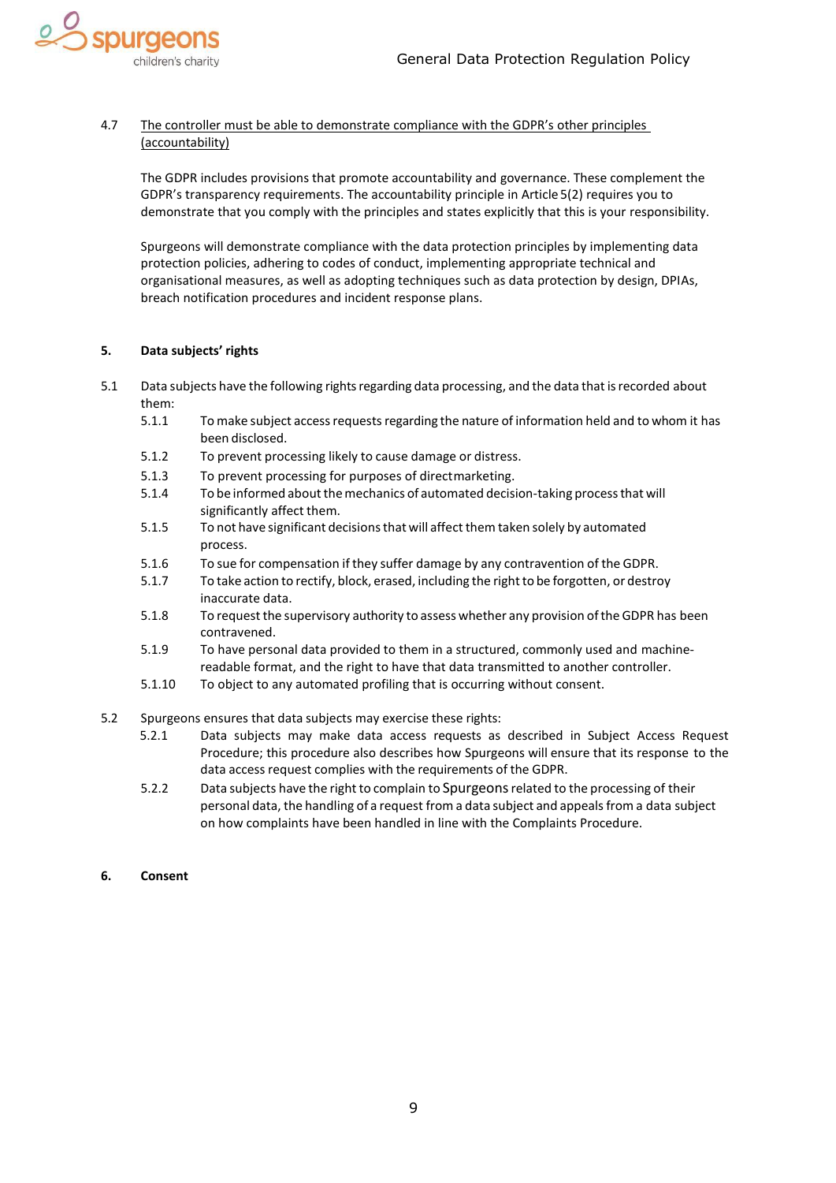4.7 <u>The controller must be able to demonstrate compliance with the GDPR's other principles (accountability)</u>

The GDPR includes provisions that promote accountability and governance. These complement the GDPR's transparency requirements. The accountability principle in Article 5(2) requires you to demonstrate that you comply with the principles and states explicitly that this is your responsibility.

Spurgeons will demonstrate compliance with the data protection principles by implementing data protection policies, adhering to codes of conduct, implementing appropriate technical and organisational measures, as well as adopting techniques such as data protection by design, DPIAs, breach notification procedures and incident response plans.

## 5. Data subjects' rights

5.1 Data subjects have the following rights regarding data processing, and the data that is recorded about them:

- 5.1.1 To make subject access requests regarding the nature of information held and to whom it has been disclosed.
- 5.1.2 To prevent processing likely to cause damage or distress.
- 5.1.3 To prevent processing for purposes of direct marketing.
- 5.1.4 To be informed about the mechanics of automated decision-taking process that will significantly affect them.
- 5.1.5 To not have significant decisions that will affect them taken solely by automated process.
- 5.1.6 To sue for compensation if they suffer damage by any contravention of the GDPR.
- 5.1.7 To take action to rectify, block, erased, including the right to be forgotten, or destroy inaccurate data.
- 5.1.8 To request the supervisory authority to assess whether any provision of the GDPR has been contravened.
- 5.1.9 To have personal data provided to them in a structured, commonly used and machine-readable format, and the right to have that data transmitted to another controller.
- 5.1.10 To object to any automated profiling that is occurring without consent.

5.2 Spurgeons ensures that data subjects may exercise these rights:

- 5.2.1 Data subjects may make data access requests as described in Subject Access Request Procedure; this procedure also describes how Spurgeons will ensure that its response to the data access request complies with the requirements of the GDPR.
- 5.2.2 Data subjects have the right to complain to Spurgeons related to the processing of their personal data, the handling of a request from a data subject and appeals from a data subject on how complaints have been handled in line with the Complaints Procedure.

## 6. Consent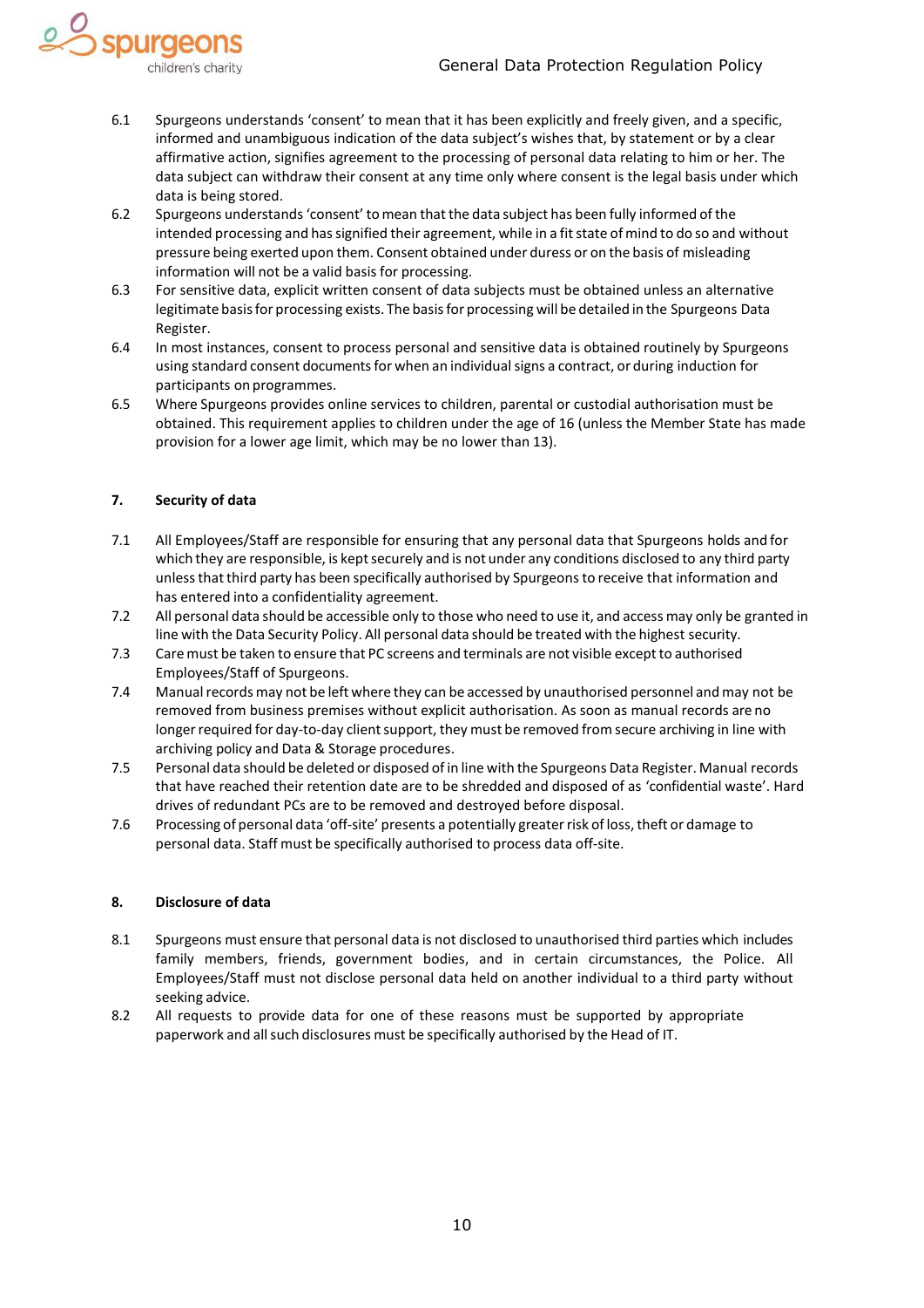6.1 Spurgeons understands 'consent' to mean that it has been explicitly and freely given, and a specific, informed and unambiguous indication of the data subject's wishes that, by statement or by a clear affirmative action, signifies agreement to the processing of personal data relating to him or her. The data subject can withdraw their consent at any time only where consent is the legal basis under which data is being stored.

6.2 Spurgeons understands 'consent' to mean that the data subject has been fully informed of the intended processing and has signified their agreement, while in a fit state of mind to do so and without pressure being exerted upon them. Consent obtained under duress or on the basis of misleading information will not be a valid basis for processing.

6.3 For sensitive data, explicit written consent of data subjects must be obtained unless an alternative legitimate basis for processing exists. The basis for processing will be detailed in the Spurgeons Data Register.

6.4 In most instances, consent to process personal and sensitive data is obtained routinely by Spurgeons using standard consent documents for when an individual signs a contract, or during induction for participants on programmes.

6.5 Where Spurgeons provides online services to children, parental or custodial authorisation must be obtained. This requirement applies to children under the age of 16 (unless the Member State has made provision for a lower age limit, which may be no lower than 13).

## 7. Security of data

7.1 All Employees/Staff are responsible for ensuring that any personal data that Spurgeons holds and for which they are responsible, is kept securely and is not under any conditions disclosed to any third party unless that third party has been specifically authorised by Spurgeons to receive that information and has entered into a confidentiality agreement.

7.2 All personal data should be accessible only to those who need to use it, and access may only be granted in line with the Data Security Policy. All personal data should be treated with the highest security.

7.3 Care must be taken to ensure that PC screens and terminals are not visible except to authorised Employees/Staff of Spurgeons.

7.4 Manual records may not be left where they can be accessed by unauthorised personnel and may not be removed from business premises without explicit authorisation. As soon as manual records are no longer required for day-to-day client support, they must be removed from secure archiving in line with archiving policy and Data & Storage procedures.

7.5 Personal data should be deleted or disposed of in line with the Spurgeons Data Register. Manual records that have reached their retention date are to be shredded and disposed of as 'confidential waste'. Hard drives of redundant PCs are to be removed and destroyed before disposal.

7.6 Processing of personal data 'off-site' presents a potentially greater risk of loss, theft or damage to personal data. Staff must be specifically authorised to process data off-site.

## 8. Disclosure of data

8.1 Spurgeons must ensure that personal data is not disclosed to unauthorised third parties which includes family members, friends, government bodies, and in certain circumstances, the Police. All Employees/Staff must not disclose personal data held on another individual to a third party without seeking advice.

8.2 All requests to provide data for one of these reasons must be supported by appropriate paperwork and all such disclosures must be specifically authorised by the Head of IT.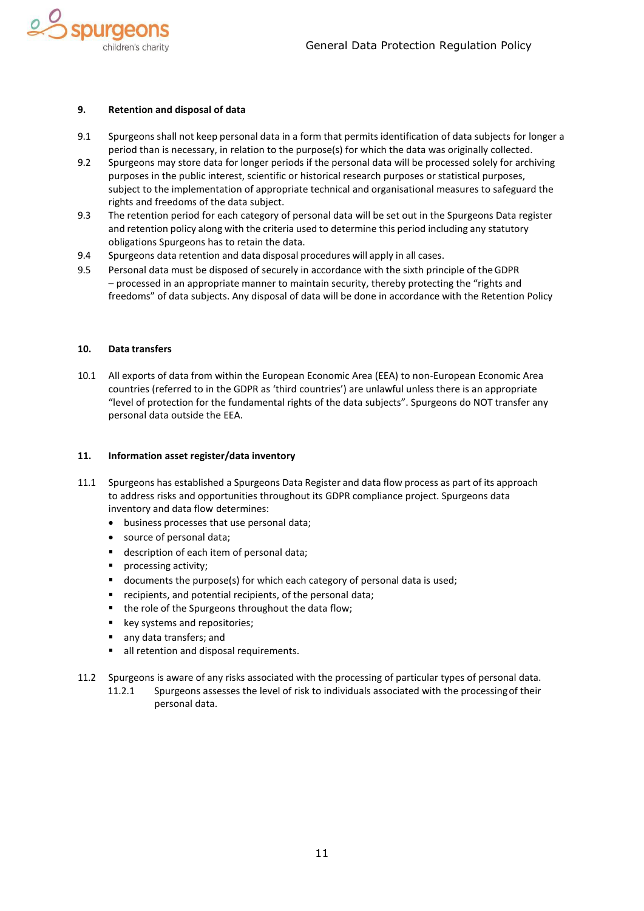## 9. Retention and disposal of data

9.1 Spurgeons shall not keep personal data in a form that permits identification of data subjects for longer a period than is necessary, in relation to the purpose(s) for which the data was originally collected.

9.2 Spurgeons may store data for longer periods if the personal data will be processed solely for archiving purposes in the public interest, scientific or historical research purposes or statistical purposes, subject to the implementation of appropriate technical and organisational measures to safeguard the rights and freedoms of the data subject.

9.3 The retention period for each category of personal data will be set out in the Spurgeons Data register and retention policy along with the criteria used to determine this period including any statutory obligations Spurgeons has to retain the data.

9.4 Spurgeons data retention and data disposal procedures will apply in all cases.

9.5 Personal data must be disposed of securely in accordance with the sixth principle of the GDPR – processed in an appropriate manner to maintain security, thereby protecting the "rights and freedoms" of data subjects. Any disposal of data will be done in accordance with the Retention Policy

## 10. Data transfers

10.1 All exports of data from within the European Economic Area (EEA) to non-European Economic Area countries (referred to in the GDPR as 'third countries') are unlawful unless there is an appropriate "level of protection for the fundamental rights of the data subjects". Spurgeons do NOT transfer any personal data outside the EEA.

## 11. Information asset register/data inventory

11.1 Spurgeons has established a Spurgeons Data Register and data flow process as part of its approach to address risks and opportunities throughout its GDPR compliance project. Spurgeons data inventory and data flow determines:

- business processes that use personal data;
- source of personal data;
- description of each item of personal data;
- processing activity;
- documents the purpose(s) for which each category of personal data is used;
- recipients, and potential recipients, of the personal data;
- the role of the Spurgeons throughout the data flow;
- key systems and repositories;
- any data transfers; and
- all retention and disposal requirements.

11.2 Spurgeons is aware of any risks associated with the processing of particular types of personal data.

11.2.1 Spurgeons assesses the level of risk to individuals associated with the processing of their personal data.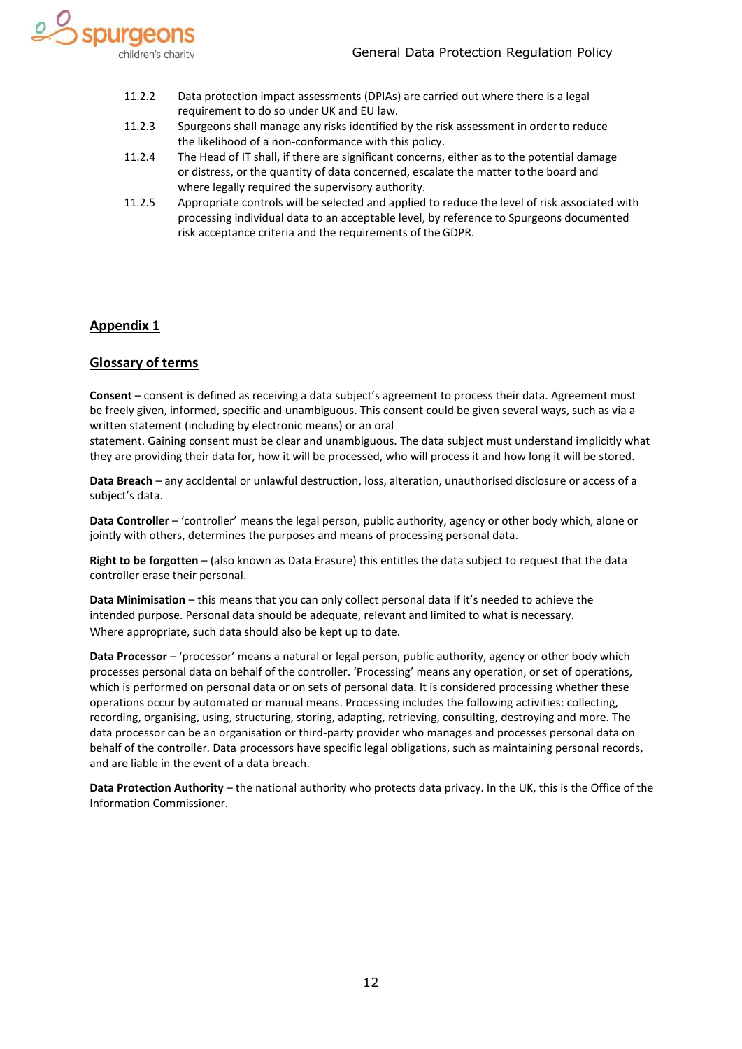11.2.2 Data protection impact assessments (DPIAs) are carried out where there is a legal requirement to do so under UK and EU law.

11.2.3 Spurgeons shall manage any risks identified by the risk assessment in order to reduce the likelihood of a non-conformance with this policy.

11.2.4 The Head of IT shall, if there are significant concerns, either as to the potential damage or distress, or the quantity of data concerned, escalate the matter to the board and where legally required the supervisory authority.

11.2.5 Appropriate controls will be selected and applied to reduce the level of risk associated with processing individual data to an acceptable level, by reference to Spurgeons documented risk acceptance criteria and the requirements of the GDPR.

## Appendix 1

### Glossary of terms

**Consent** – consent is defined as receiving a data subject's agreement to process their data. Agreement must be freely given, informed, specific and unambiguous. This consent could be given several ways, such as via a written statement (including by electronic means) or an oral statement. Gaining consent must be clear and unambiguous. The data subject must understand implicitly what they are providing their data for, how it will be processed, who will process it and how long it will be stored.

**Data Breach** – any accidental or unlawful destruction, loss, alteration, unauthorised disclosure or access of a subject's data.

**Data Controller** – 'controller' means the legal person, public authority, agency or other body which, alone or jointly with others, determines the purposes and means of processing personal data.

**Right to be forgotten** – (also known as Data Erasure) this entitles the data subject to request that the data controller erase their personal.

**Data Minimisation** – this means that you can only collect personal data if it's needed to achieve the intended purpose. Personal data should be adequate, relevant and limited to what is necessary. Where appropriate, such data should also be kept up to date.

**Data Processor** – 'processor' means a natural or legal person, public authority, agency or other body which processes personal data on behalf of the controller. 'Processing' means any operation, or set of operations, which is performed on personal data or on sets of personal data. It is considered processing whether these operations occur by automated or manual means. Processing includes the following activities: collecting, recording, organising, using, structuring, storing, adapting, retrieving, consulting, destroying and more. The data processor can be an organisation or third-party provider who manages and processes personal data on behalf of the controller. Data processors have specific legal obligations, such as maintaining personal records, and are liable in the event of a data breach.

**Data Protection Authority** – the national authority who protects data privacy. In the UK, this is the Office of the Information Commissioner.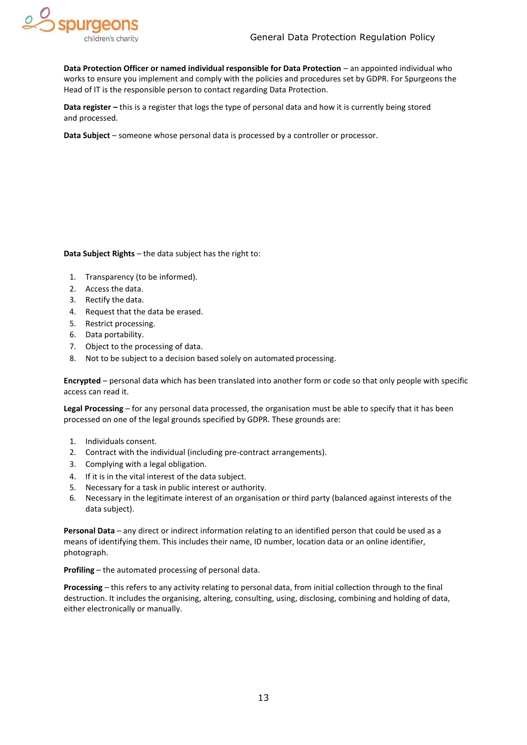**Data Protection Officer or named individual responsible for Data Protection** – an appointed individual who works to ensure you implement and comply with the policies and procedures set by GDPR. For Spurgeons the Head of IT is the responsible person to contact regarding Data Protection.

**Data register –** this is a register that logs the type of personal data and how it is currently being stored and processed.

**Data Subject** – someone whose personal data is processed by a controller or processor.

**Data Subject Rights** – the data subject has the right to:

1. Transparency (to be informed).
2. Access the data.
3. Rectify the data.
4. Request that the data be erased.
5. Restrict processing.
6. Data portability.
7. Object to the processing of data.
8. Not to be subject to a decision based solely on automated processing.

**Encrypted** – personal data which has been translated into another form or code so that only people with specific access can read it.

**Legal Processing** – for any personal data processed, the organisation must be able to specify that it has been processed on one of the legal grounds specified by GDPR. These grounds are:

1. Individuals consent.
2. Contract with the individual (including pre-contract arrangements).
3. Complying with a legal obligation.
4. If it is in the vital interest of the data subject.
5. Necessary for a task in public interest or authority.
6. Necessary in the legitimate interest of an organisation or third party (balanced against interests of the data subject).

**Personal Data** – any direct or indirect information relating to an identified person that could be used as a means of identifying them. This includes their name, ID number, location data or an online identifier, photograph.

**Profiling** – the automated processing of personal data.

**Processing** – this refers to any activity relating to personal data, from initial collection through to the final destruction. It includes the organising, altering, consulting, using, disclosing, combining and holding of data, either electronically or manually.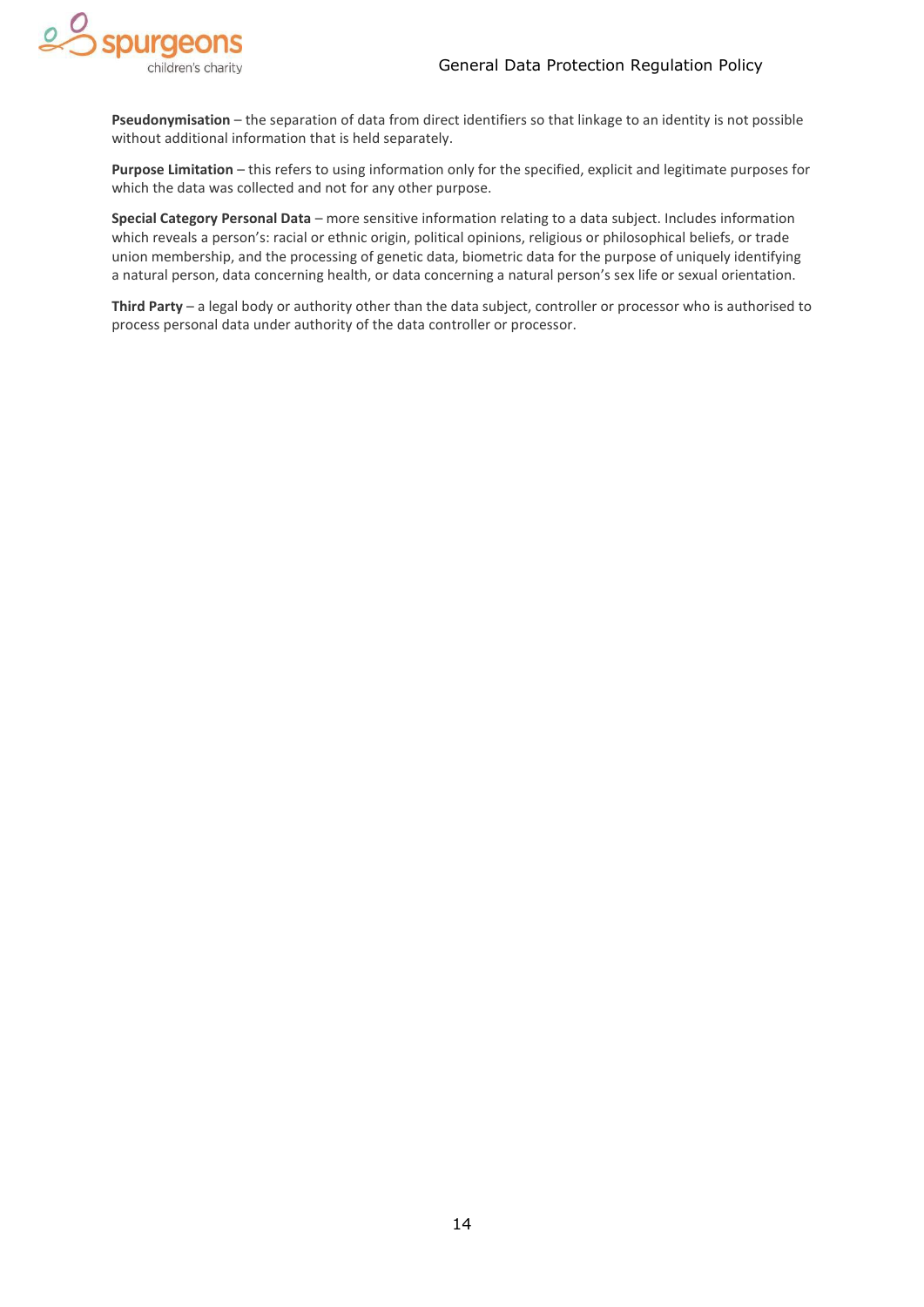**Pseudonymisation** – the separation of data from direct identifiers so that linkage to an identity is not possible without additional information that is held separately.

**Purpose Limitation** – this refers to using information only for the specified, explicit and legitimate purposes for which the data was collected and not for any other purpose.

**Special Category Personal Data** – more sensitive information relating to a data subject. Includes information which reveals a person's: racial or ethnic origin, political opinions, religious or philosophical beliefs, or trade union membership, and the processing of genetic data, biometric data for the purpose of uniquely identifying a natural person, data concerning health, or data concerning a natural person's sex life or sexual orientation.

**Third Party** – a legal body or authority other than the data subject, controller or processor who is authorised to process personal data under authority of the data controller or processor.